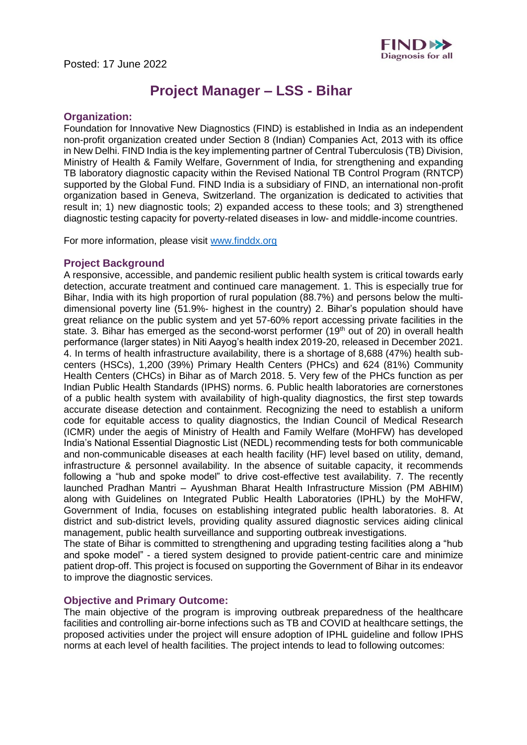Posted: 17 June 2022

# Project Manager – LSS - Bihar

## Organization:

Foundation for Innovative New Diagnostics (FIND) is established in India as an independent non-profit organization created under Section 8 (Indian) Companies Act, 2013 with its office in New Delhi. FIND India is the key implementing partner of Central Tuberculosis (TB) Division, Ministry of Health & Family Welfare, Government of India, for strengthening and expanding TB laboratory diagnostic capacity within the Revised National TB Control Program (RNTCP) supported by the Global Fund. FIND India is a subsidiary of FIND, an international non-profit organization based in Geneva, Switzerland. The organization is dedicated to activities that result in; 1) new diagnostic tools; 2) expanded access to these tools; and 3) strengthened diagnostic testing capacity for poverty-related diseases in low- and middle-income countries.

For more information, please visit [www.finddx.org](www.finddx.org)

## Project Background

A responsive, accessible, and pandemic resilient public health system is critical towards early detection, accurate treatment and continued care management. 1. This is especially true for Bihar, India with its high proportion of rural population (88.7%) and persons below the multi-dimensional poverty line (51.9%- highest in the country) 2. Bihar's population should have great reliance on the public system and yet 57-60% report accessing private facilities in the state. 3. Bihar has emerged as the second-worst performer (19th out of 20) in overall health performance (larger states) in Niti Aayog's health index 2019-20, released in December 2021. 4. In terms of health infrastructure availability, there is a shortage of 8,688 (47%) health sub-centers (HSCs), 1,200 (39%) Primary Health Centers (PHCs) and 624 (81%) Community Health Centers (CHCs) in Bihar as of March 2018. 5. Very few of the PHCs function as per Indian Public Health Standards (IPHS) norms. 6. Public health laboratories are cornerstones of a public health system with availability of high-quality diagnostics, the first step towards accurate disease detection and containment. Recognizing the need to establish a uniform code for equitable access to quality diagnostics, the Indian Council of Medical Research (ICMR) under the aegis of Ministry of Health and Family Welfare (MoHFW) has developed India's National Essential Diagnostic List (NEDL) recommending tests for both communicable and non-communicable diseases at each health facility (HF) level based on utility, demand, infrastructure & personnel availability. In the absence of suitable capacity, it recommends following a "hub and spoke model" to drive cost-effective test availability. 7. The recently launched Pradhan Mantri – Ayushman Bharat Health Infrastructure Mission (PM ABHIM) along with Guidelines on Integrated Public Health Laboratories (IPHL) by the MoHFW, Government of India, focuses on establishing integrated public health laboratories. 8. At district and sub-district levels, providing quality assured diagnostic services aiding clinical management, public health surveillance and supporting outbreak investigations.

The state of Bihar is committed to strengthening and upgrading testing facilities along a "hub and spoke model" - a tiered system designed to provide patient-centric care and minimize patient drop-off. This project is focused on supporting the Government of Bihar in its endeavor to improve the diagnostic services.

## Objective and Primary Outcome:

The main objective of the program is improving outbreak preparedness of the healthcare facilities and controlling air-borne infections such as TB and COVID at healthcare settings, the proposed activities under the project will ensure adoption of IPHL guideline and follow IPHS norms at each level of health facilities. The project intends to lead to following outcomes: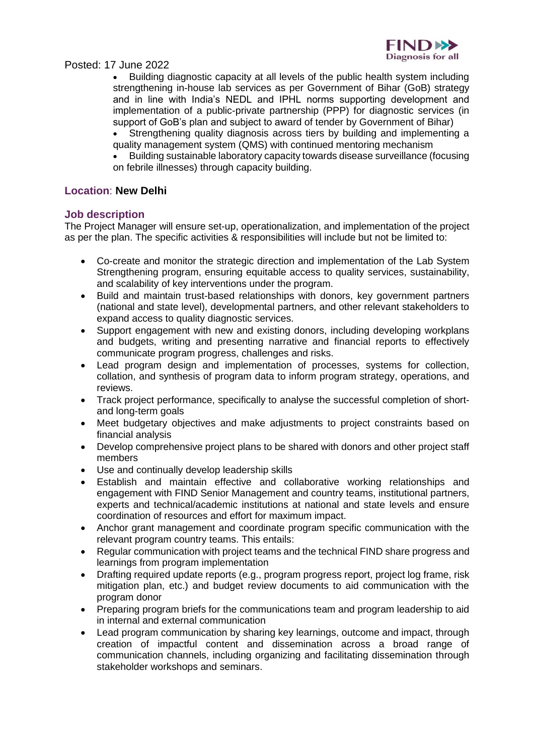Posted: 17 June 2022

- Building diagnostic capacity at all levels of the public health system including strengthening in-house lab services as per Government of Bihar (GoB) strategy and in line with India's NEDL and IPHL norms supporting development and implementation of a public-private partnership (PPP) for diagnostic services (in support of GoB's plan and subject to award of tender by Government of Bihar)
- Strengthening quality diagnosis across tiers by building and implementing a quality management system (QMS) with continued mentoring mechanism
- Building sustainable laboratory capacity towards disease surveillance (focusing on febrile illnesses) through capacity building.

**Location**: **New Delhi**

## Job description

The Project Manager will ensure set-up, operationalization, and implementation of the project as per the plan. The specific activities & responsibilities will include but not be limited to:

- Co-create and monitor the strategic direction and implementation of the Lab System Strengthening program, ensuring equitable access to quality services, sustainability, and scalability of key interventions under the program.
- Build and maintain trust-based relationships with donors, key government partners (national and state level), developmental partners, and other relevant stakeholders to expand access to quality diagnostic services.
- Support engagement with new and existing donors, including developing workplans and budgets, writing and presenting narrative and financial reports to effectively communicate program progress, challenges and risks.
- Lead program design and implementation of processes, systems for collection, collation, and synthesis of program data to inform program strategy, operations, and reviews.
- Track project performance, specifically to analyse the successful completion of short- and long-term goals
- Meet budgetary objectives and make adjustments to project constraints based on financial analysis
- Develop comprehensive project plans to be shared with donors and other project staff members
- Use and continually develop leadership skills
- Establish and maintain effective and collaborative working relationships and engagement with FIND Senior Management and country teams, institutional partners, experts and technical/academic institutions at national and state levels and ensure coordination of resources and effort for maximum impact.
- Anchor grant management and coordinate program specific communication with the relevant program country teams. This entails:
- Regular communication with project teams and the technical FIND share progress and learnings from program implementation
- Drafting required update reports (e.g., program progress report, project log frame, risk mitigation plan, etc.) and budget review documents to aid communication with the program donor
- Preparing program briefs for the communications team and program leadership to aid in internal and external communication
- Lead program communication by sharing key learnings, outcome and impact, through creation of impactful content and dissemination across a broad range of communication channels, including organizing and facilitating dissemination through stakeholder workshops and seminars.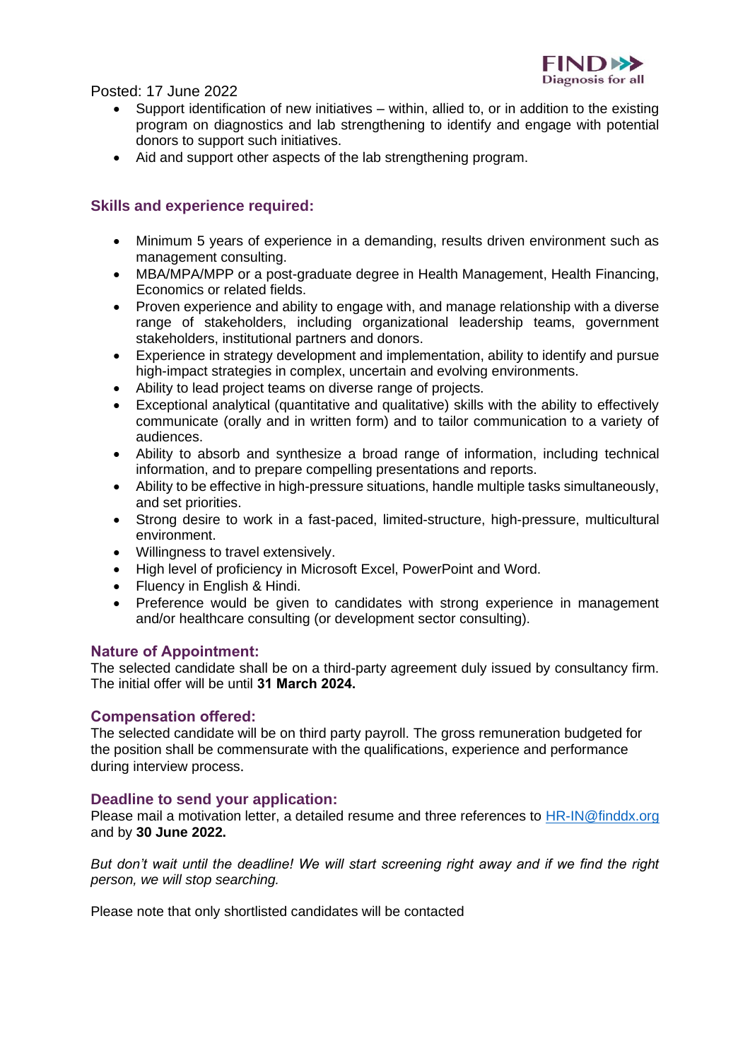Posted: 17 June 2022

- Support identification of new initiatives – within, allied to, or in addition to the existing program on diagnostics and lab strengthening to identify and engage with potential donors to support such initiatives.
- Aid and support other aspects of the lab strengthening program.

## Skills and experience required:

- Minimum 5 years of experience in a demanding, results driven environment such as management consulting.
- MBA/MPA/MPP or a post-graduate degree in Health Management, Health Financing, Economics or related fields.
- Proven experience and ability to engage with, and manage relationship with a diverse range of stakeholders, including organizational leadership teams, government stakeholders, institutional partners and donors.
- Experience in strategy development and implementation, ability to identify and pursue high-impact strategies in complex, uncertain and evolving environments.
- Ability to lead project teams on diverse range of projects.
- Exceptional analytical (quantitative and qualitative) skills with the ability to effectively communicate (orally and in written form) and to tailor communication to a variety of audiences.
- Ability to absorb and synthesize a broad range of information, including technical information, and to prepare compelling presentations and reports.
- Ability to be effective in high-pressure situations, handle multiple tasks simultaneously, and set priorities.
- Strong desire to work in a fast-paced, limited-structure, high-pressure, multicultural environment.
- Willingness to travel extensively.
- High level of proficiency in Microsoft Excel, PowerPoint and Word.
- Fluency in English & Hindi.
- Preference would be given to candidates with strong experience in management and/or healthcare consulting (or development sector consulting).

## Nature of Appointment:

The selected candidate shall be on a third-party agreement duly issued by consultancy firm. The initial offer will be until **31 March 2024.**

## Compensation offered:

The selected candidate will be on third party payroll. The gross remuneration budgeted for the position shall be commensurate with the qualifications, experience and performance during interview process.

## Deadline to send your application:

Please mail a motivation letter, a detailed resume and three references to HR-IN@finddx.org and by **30 June 2022.**

*But don't wait until the deadline! We will start screening right away and if we find the right person, we will stop searching.*

Please note that only shortlisted candidates will be contacted